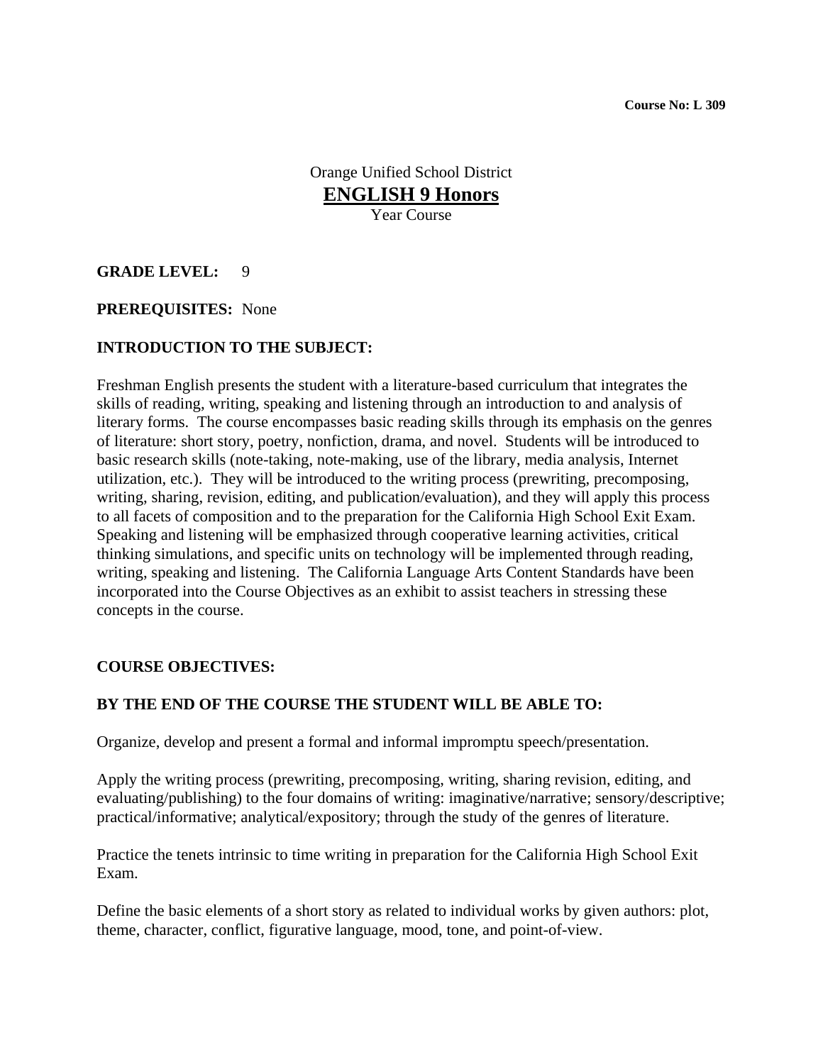**Course No: L 309**

Orange Unified School District

# ENGLISH 9 Honors

Year Course

**GRADE LEVEL:** 9

**PREREQUISITES:** None

**INTRODUCTION TO THE SUBJECT:**

Freshman English presents the student with a literature-based curriculum that integrates the skills of reading, writing, speaking and listening through an introduction to and analysis of literary forms. The course encompasses basic reading skills through its emphasis on the genres of literature: short story, poetry, nonfiction, drama, and novel. Students will be introduced to basic research skills (note-taking, note-making, use of the library, media analysis, Internet utilization, etc.). They will be introduced to the writing process (prewriting, precomposing, writing, sharing, revision, editing, and publication/evaluation), and they will apply this process to all facets of composition and to the preparation for the California High School Exit Exam. Speaking and listening will be emphasized through cooperative learning activities, critical thinking simulations, and specific units on technology will be implemented through reading, writing, speaking and listening. The California Language Arts Content Standards have been incorporated into the Course Objectives as an exhibit to assist teachers in stressing these concepts in the course.

**COURSE OBJECTIVES:**

**BY THE END OF THE COURSE THE STUDENT WILL BE ABLE TO:**

Organize, develop and present a formal and informal impromptu speech/presentation.

Apply the writing process (prewriting, precomposing, writing, sharing revision, editing, and evaluating/publishing) to the four domains of writing: imaginative/narrative; sensory/descriptive; practical/informative; analytical/expository; through the study of the genres of literature.

Practice the tenets intrinsic to time writing in preparation for the California High School Exit Exam.

Define the basic elements of a short story as related to individual works by given authors: plot, theme, character, conflict, figurative language, mood, tone, and point-of-view.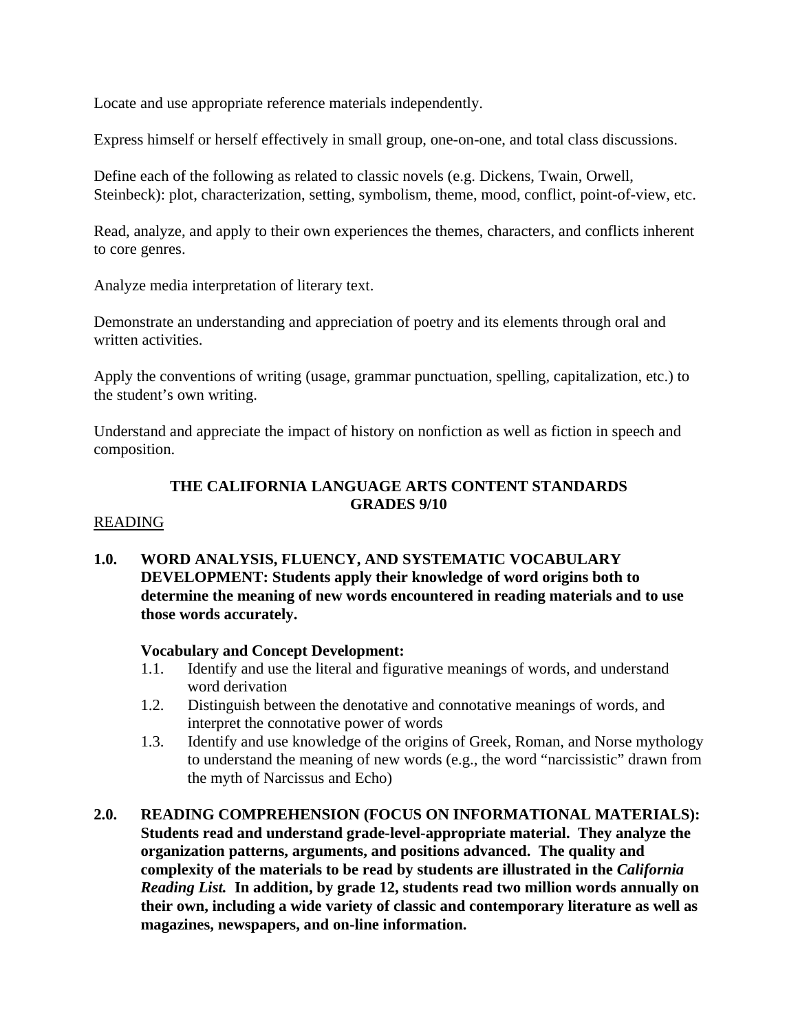Locate and use appropriate reference materials independently.

Express himself or herself effectively in small group, one-on-one, and total class discussions.

Define each of the following as related to classic novels (e.g. Dickens, Twain, Orwell, Steinbeck): plot, characterization, setting, symbolism, theme, mood, conflict, point-of-view, etc.

Read, analyze, and apply to their own experiences the themes, characters, and conflicts inherent to core genres.

Analyze media interpretation of literary text.

Demonstrate an understanding and appreciation of poetry and its elements through oral and written activities.

Apply the conventions of writing (usage, grammar punctuation, spelling, capitalization, etc.) to the student's own writing.

Understand and appreciate the impact of history on nonfiction as well as fiction in speech and composition.

## THE CALIFORNIA LANGUAGE ARTS CONTENT STANDARDS GRADES 9/10

READING

**1.0. WORD ANALYSIS, FLUENCY, AND SYSTEMATIC VOCABULARY DEVELOPMENT: Students apply their knowledge of word origins both to determine the meaning of new words encountered in reading materials and to use those words accurately.**

**Vocabulary and Concept Development:**

1.1. Identify and use the literal and figurative meanings of words, and understand word derivation
1.2. Distinguish between the denotative and connotative meanings of words, and interpret the connotative power of words
1.3. Identify and use knowledge of the origins of Greek, Roman, and Norse mythology to understand the meaning of new words (e.g., the word "narcissistic" drawn from the myth of Narcissus and Echo)

**2.0. READING COMPREHENSION (FOCUS ON INFORMATIONAL MATERIALS): Students read and understand grade-level-appropriate material. They analyze the organization patterns, arguments, and positions advanced. The quality and complexity of the materials to be read by students are illustrated in the *California Reading List.* In addition, by grade 12, students read two million words annually on their own, including a wide variety of classic and contemporary literature as well as magazines, newspapers, and on-line information.**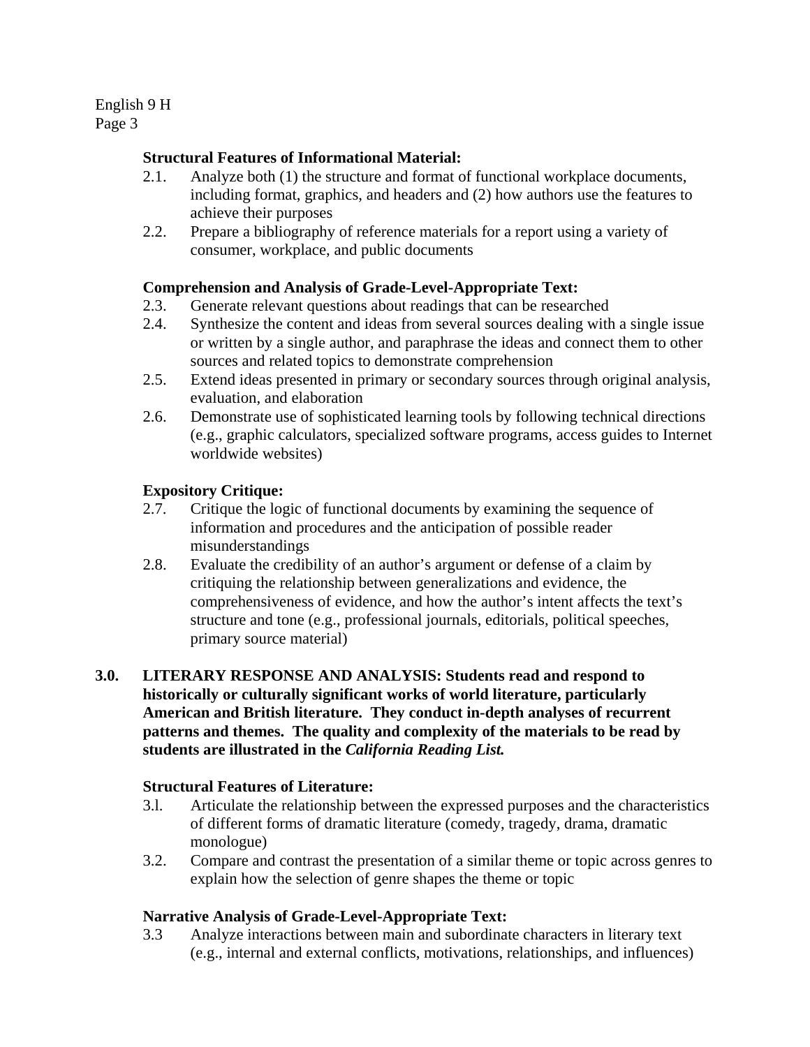**Structural Features of Informational Material:**

2.1. Analyze both (1) the structure and format of functional workplace documents, including format, graphics, and headers and (2) how authors use the features to achieve their purposes

2.2. Prepare a bibliography of reference materials for a report using a variety of consumer, workplace, and public documents

**Comprehension and Analysis of Grade-Level-Appropriate Text:**

2.3. Generate relevant questions about readings that can be researched

2.4. Synthesize the content and ideas from several sources dealing with a single issue or written by a single author, and paraphrase the ideas and connect them to other sources and related topics to demonstrate comprehension

2.5. Extend ideas presented in primary or secondary sources through original analysis, evaluation, and elaboration

2.6. Demonstrate use of sophisticated learning tools by following technical directions (e.g., graphic calculators, specialized software programs, access guides to Internet worldwide websites)

**Expository Critique:**

2.7. Critique the logic of functional documents by examining the sequence of information and procedures and the anticipation of possible reader misunderstandings

2.8. Evaluate the credibility of an author's argument or defense of a claim by critiquing the relationship between generalizations and evidence, the comprehensiveness of evidence, and how the author's intent affects the text's structure and tone (e.g., professional journals, editorials, political speeches, primary source material)

**3.0. LITERARY RESPONSE AND ANALYSIS: Students read and respond to historically or culturally significant works of world literature, particularly American and British literature. They conduct in-depth analyses of recurrent patterns and themes. The quality and complexity of the materials to be read by students are illustrated in the *California Reading List.***

**Structural Features of Literature:**

3.l. Articulate the relationship between the expressed purposes and the characteristics of different forms of dramatic literature (comedy, tragedy, drama, dramatic monologue)

3.2. Compare and contrast the presentation of a similar theme or topic across genres to explain how the selection of genre shapes the theme or topic

**Narrative Analysis of Grade-Level-Appropriate Text:**

3.3 Analyze interactions between main and subordinate characters in literary text (e.g., internal and external conflicts, motivations, relationships, and influences)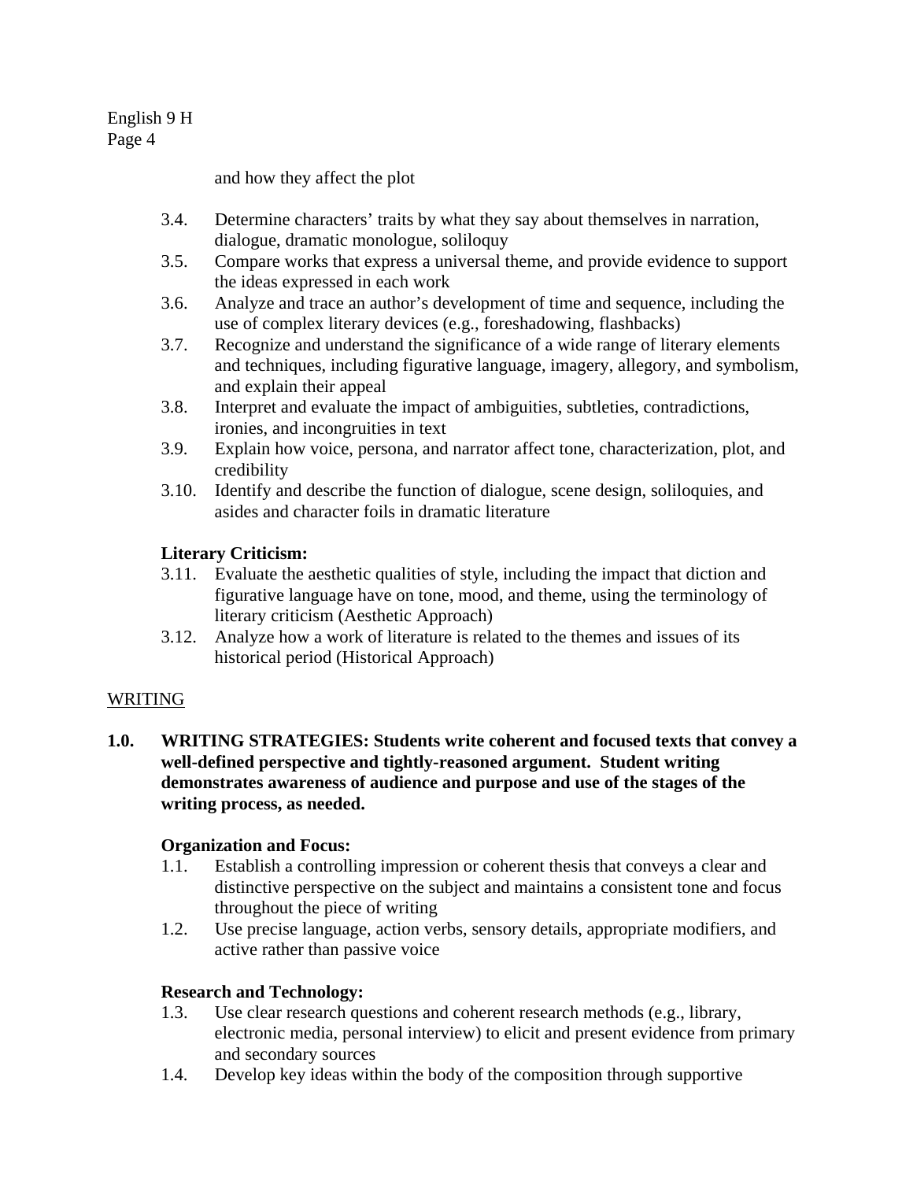and how they affect the plot

3.4. Determine characters' traits by what they say about themselves in narration, dialogue, dramatic monologue, soliloquy

3.5. Compare works that express a universal theme, and provide evidence to support the ideas expressed in each work

3.6. Analyze and trace an author's development of time and sequence, including the use of complex literary devices (e.g., foreshadowing, flashbacks)

3.7. Recognize and understand the significance of a wide range of literary elements and techniques, including figurative language, imagery, allegory, and symbolism, and explain their appeal

3.8. Interpret and evaluate the impact of ambiguities, subtleties, contradictions, ironies, and incongruities in text

3.9. Explain how voice, persona, and narrator affect tone, characterization, plot, and credibility

3.10. Identify and describe the function of dialogue, scene design, soliloquies, and asides and character foils in dramatic literature

**Literary Criticism:**

3.11. Evaluate the aesthetic qualities of style, including the impact that diction and figurative language have on tone, mood, and theme, using the terminology of literary criticism (Aesthetic Approach)

3.12. Analyze how a work of literature is related to the themes and issues of its historical period (Historical Approach)

## WRITING

**1.0. WRITING STRATEGIES: Students write coherent and focused texts that convey a well-defined perspective and tightly-reasoned argument. Student writing demonstrates awareness of audience and purpose and use of the stages of the writing process, as needed.**

**Organization and Focus:**

1.1. Establish a controlling impression or coherent thesis that conveys a clear and distinctive perspective on the subject and maintains a consistent tone and focus throughout the piece of writing

1.2. Use precise language, action verbs, sensory details, appropriate modifiers, and active rather than passive voice

**Research and Technology:**

1.3. Use clear research questions and coherent research methods (e.g., library, electronic media, personal interview) to elicit and present evidence from primary and secondary sources

1.4. Develop key ideas within the body of the composition through supportive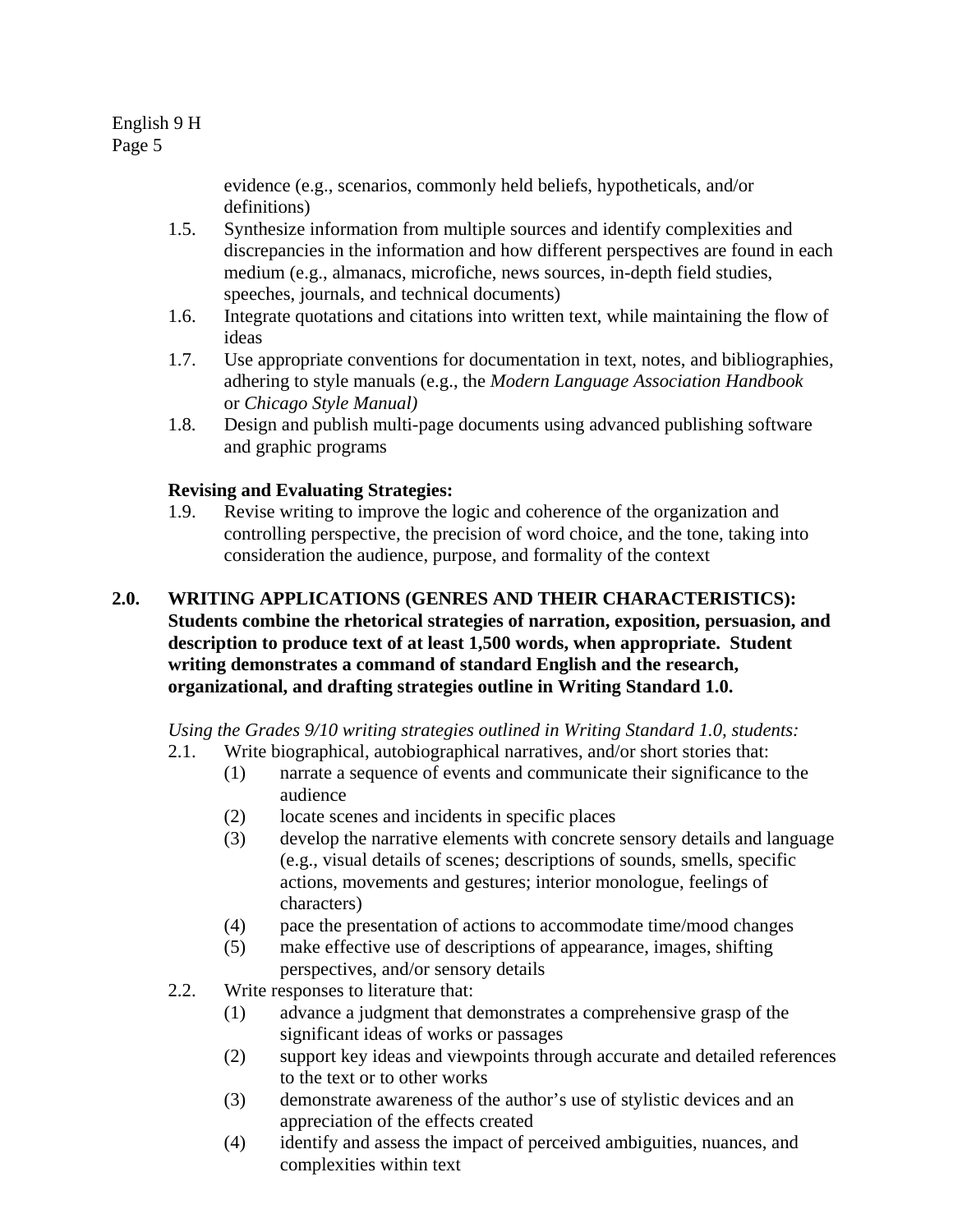evidence (e.g., scenarios, commonly held beliefs, hypotheticals, and/or definitions)

1.5. Synthesize information from multiple sources and identify complexities and discrepancies in the information and how different perspectives are found in each medium (e.g., almanacs, microfiche, news sources, in-depth field studies, speeches, journals, and technical documents)
1.6. Integrate quotations and citations into written text, while maintaining the flow of ideas
1.7. Use appropriate conventions for documentation in text, notes, and bibliographies, adhering to style manuals (e.g., the *Modern Language Association Handbook* or *Chicago Style Manual)*
1.8. Design and publish multi-page documents using advanced publishing software and graphic programs

**Revising and Evaluating Strategies:**

1.9. Revise writing to improve the logic and coherence of the organization and controlling perspective, the precision of word choice, and the tone, taking into consideration the audience, purpose, and formality of the context

**2.0. WRITING APPLICATIONS (GENRES AND THEIR CHARACTERISTICS): Students combine the rhetorical strategies of narration, exposition, persuasion, and description to produce text of at least 1,500 words, when appropriate. Student writing demonstrates a command of standard English and the research, organizational, and drafting strategies outline in Writing Standard 1.0.**

*Using the Grades 9/10 writing strategies outlined in Writing Standard 1.0, students:*

2.1. Write biographical, autobiographical narratives, and/or short stories that:
   (1) narrate a sequence of events and communicate their significance to the audience
   (2) locate scenes and incidents in specific places
   (3) develop the narrative elements with concrete sensory details and language (e.g., visual details of scenes; descriptions of sounds, smells, specific actions, movements and gestures; interior monologue, feelings of characters)
   (4) pace the presentation of actions to accommodate time/mood changes
   (5) make effective use of descriptions of appearance, images, shifting perspectives, and/or sensory details
2.2. Write responses to literature that:
   (1) advance a judgment that demonstrates a comprehensive grasp of the significant ideas of works or passages
   (2) support key ideas and viewpoints through accurate and detailed references to the text or to other works
   (3) demonstrate awareness of the author's use of stylistic devices and an appreciation of the effects created
   (4) identify and assess the impact of perceived ambiguities, nuances, and complexities within text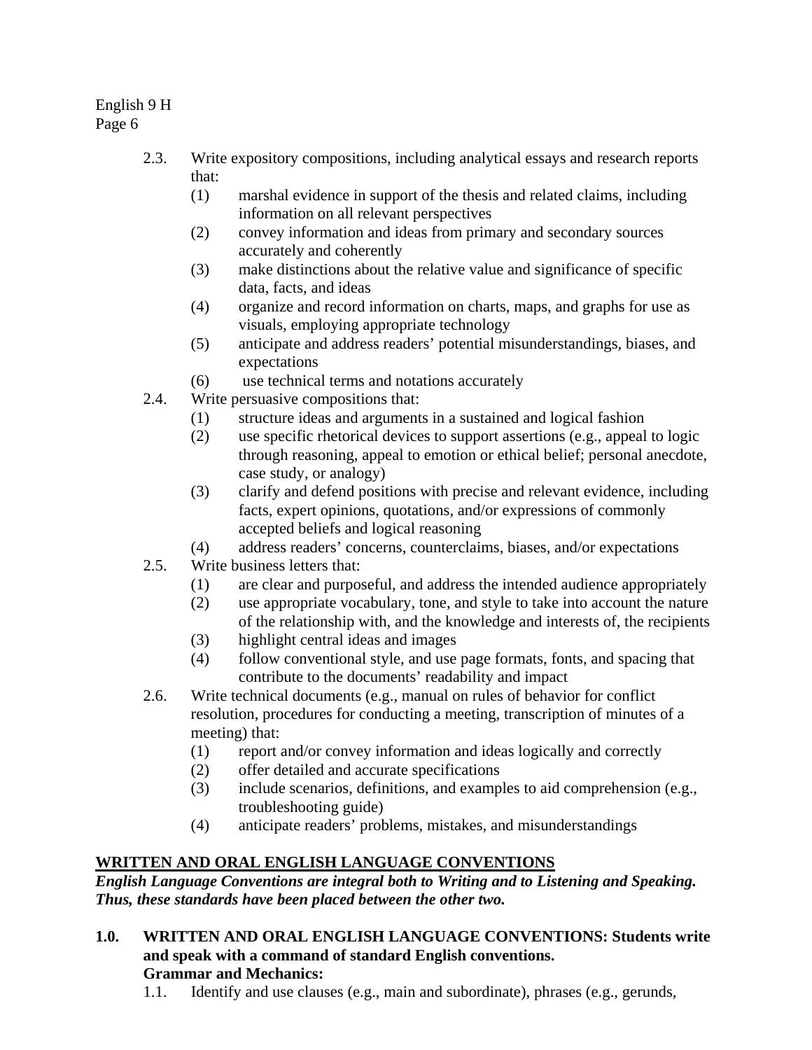- 2.3. Write expository compositions, including analytical essays and research reports that:
  - (1) marshal evidence in support of the thesis and related claims, including information on all relevant perspectives
  - (2) convey information and ideas from primary and secondary sources accurately and coherently
  - (3) make distinctions about the relative value and significance of specific data, facts, and ideas
  - (4) organize and record information on charts, maps, and graphs for use as visuals, employing appropriate technology
  - (5) anticipate and address readers' potential misunderstandings, biases, and expectations
  - (6) use technical terms and notations accurately
- 2.4. Write persuasive compositions that:
  - (1) structure ideas and arguments in a sustained and logical fashion
  - (2) use specific rhetorical devices to support assertions (e.g., appeal to logic through reasoning, appeal to emotion or ethical belief; personal anecdote, case study, or analogy)
  - (3) clarify and defend positions with precise and relevant evidence, including facts, expert opinions, quotations, and/or expressions of commonly accepted beliefs and logical reasoning
  - (4) address readers' concerns, counterclaims, biases, and/or expectations
- 2.5. Write business letters that:
  - (1) are clear and purposeful, and address the intended audience appropriately
  - (2) use appropriate vocabulary, tone, and style to take into account the nature of the relationship with, and the knowledge and interests of, the recipients
  - (3) highlight central ideas and images
  - (4) follow conventional style, and use page formats, fonts, and spacing that contribute to the documents' readability and impact
- 2.6. Write technical documents (e.g., manual on rules of behavior for conflict resolution, procedures for conducting a meeting, transcription of minutes of a meeting) that:
  - (1) report and/or convey information and ideas logically and correctly
  - (2) offer detailed and accurate specifications
  - (3) include scenarios, definitions, and examples to aid comprehension (e.g., troubleshooting guide)
  - (4) anticipate readers' problems, mistakes, and misunderstandings

## WRITTEN AND ORAL ENGLISH LANGUAGE CONVENTIONS

***English Language Conventions are integral both to Writing and to Listening and Speaking. Thus, these standards have been placed between the other two.***

**1.0. WRITTEN AND ORAL ENGLISH LANGUAGE CONVENTIONS: Students write and speak with a command of standard English conventions.**

**Grammar and Mechanics:**

- 1.1. Identify and use clauses (e.g., main and subordinate), phrases (e.g., gerunds,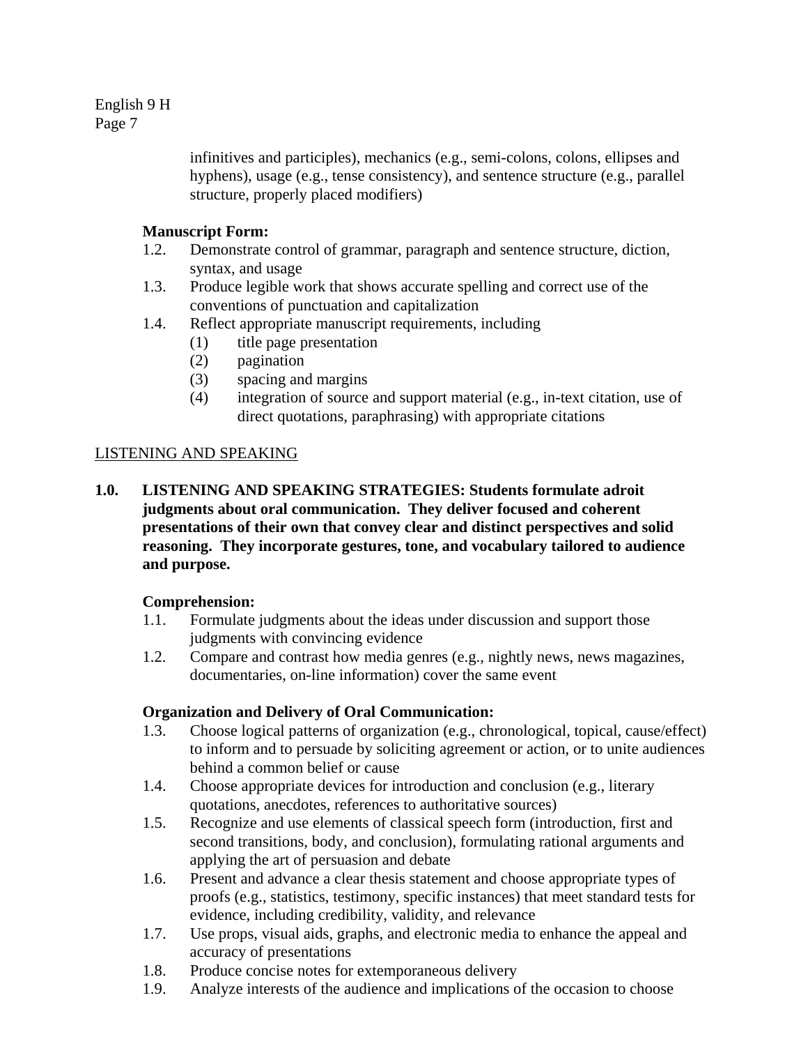infinitives and participles), mechanics (e.g., semi-colons, colons, ellipses and hyphens), usage (e.g., tense consistency), and sentence structure (e.g., parallel structure, properly placed modifiers)

**Manuscript Form:**

1.2. Demonstrate control of grammar, paragraph and sentence structure, diction, syntax, and usage

1.3. Produce legible work that shows accurate spelling and correct use of the conventions of punctuation and capitalization

1.4. Reflect appropriate manuscript requirements, including
   - (1) title page presentation
   - (2) pagination
   - (3) spacing and margins
   - (4) integration of source and support material (e.g., in-text citation, use of direct quotations, paraphrasing) with appropriate citations

## LISTENING AND SPEAKING

**1.0. LISTENING AND SPEAKING STRATEGIES: Students formulate adroit judgments about oral communication. They deliver focused and coherent presentations of their own that convey clear and distinct perspectives and solid reasoning. They incorporate gestures, tone, and vocabulary tailored to audience and purpose.**

**Comprehension:**

1.1. Formulate judgments about the ideas under discussion and support those judgments with convincing evidence

1.2. Compare and contrast how media genres (e.g., nightly news, news magazines, documentaries, on-line information) cover the same event

**Organization and Delivery of Oral Communication:**

1.3. Choose logical patterns of organization (e.g., chronological, topical, cause/effect) to inform and to persuade by soliciting agreement or action, or to unite audiences behind a common belief or cause

1.4. Choose appropriate devices for introduction and conclusion (e.g., literary quotations, anecdotes, references to authoritative sources)

1.5. Recognize and use elements of classical speech form (introduction, first and second transitions, body, and conclusion), formulating rational arguments and applying the art of persuasion and debate

1.6. Present and advance a clear thesis statement and choose appropriate types of proofs (e.g., statistics, testimony, specific instances) that meet standard tests for evidence, including credibility, validity, and relevance

1.7. Use props, visual aids, graphs, and electronic media to enhance the appeal and accuracy of presentations

1.8. Produce concise notes for extemporaneous delivery

1.9. Analyze interests of the audience and implications of the occasion to choose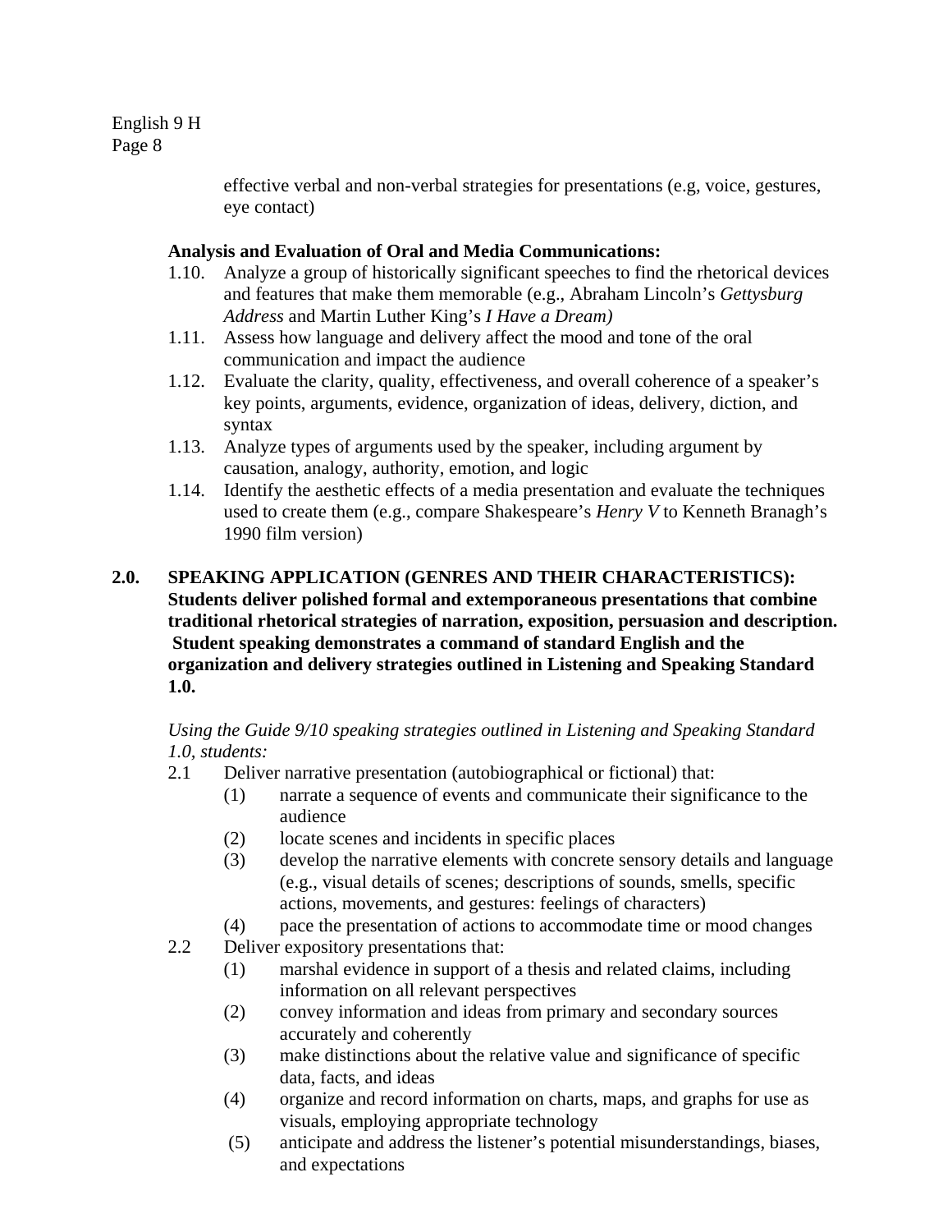effective verbal and non-verbal strategies for presentations (e.g, voice, gestures, eye contact)

**Analysis and Evaluation of Oral and Media Communications:**

1.10. Analyze a group of historically significant speeches to find the rhetorical devices and features that make them memorable (e.g., Abraham Lincoln's *Gettysburg Address* and Martin Luther King's *I Have a Dream)*
1.11. Assess how language and delivery affect the mood and tone of the oral communication and impact the audience
1.12. Evaluate the clarity, quality, effectiveness, and overall coherence of a speaker's key points, arguments, evidence, organization of ideas, delivery, diction, and syntax
1.13. Analyze types of arguments used by the speaker, including argument by causation, analogy, authority, emotion, and logic
1.14. Identify the aesthetic effects of a media presentation and evaluate the techniques used to create them (e.g., compare Shakespeare's *Henry V* to Kenneth Branagh's 1990 film version)

**2.0. SPEAKING APPLICATION (GENRES AND THEIR CHARACTERISTICS): Students deliver polished formal and extemporaneous presentations that combine traditional rhetorical strategies of narration, exposition, persuasion and description. Student speaking demonstrates a command of standard English and the organization and delivery strategies outlined in Listening and Speaking Standard 1.0.**

*Using the Guide 9/10 speaking strategies outlined in Listening and Speaking Standard 1.0, students:*

2.1 Deliver narrative presentation (autobiographical or fictional) that:
  (1) narrate a sequence of events and communicate their significance to the audience
  (2) locate scenes and incidents in specific places
  (3) develop the narrative elements with concrete sensory details and language (e.g., visual details of scenes; descriptions of sounds, smells, specific actions, movements, and gestures: feelings of characters)
  (4) pace the presentation of actions to accommodate time or mood changes

2.2 Deliver expository presentations that:
  (1) marshal evidence in support of a thesis and related claims, including information on all relevant perspectives
  (2) convey information and ideas from primary and secondary sources accurately and coherently
  (3) make distinctions about the relative value and significance of specific data, facts, and ideas
  (4) organize and record information on charts, maps, and graphs for use as visuals, employing appropriate technology
  (5) anticipate and address the listener's potential misunderstandings, biases, and expectations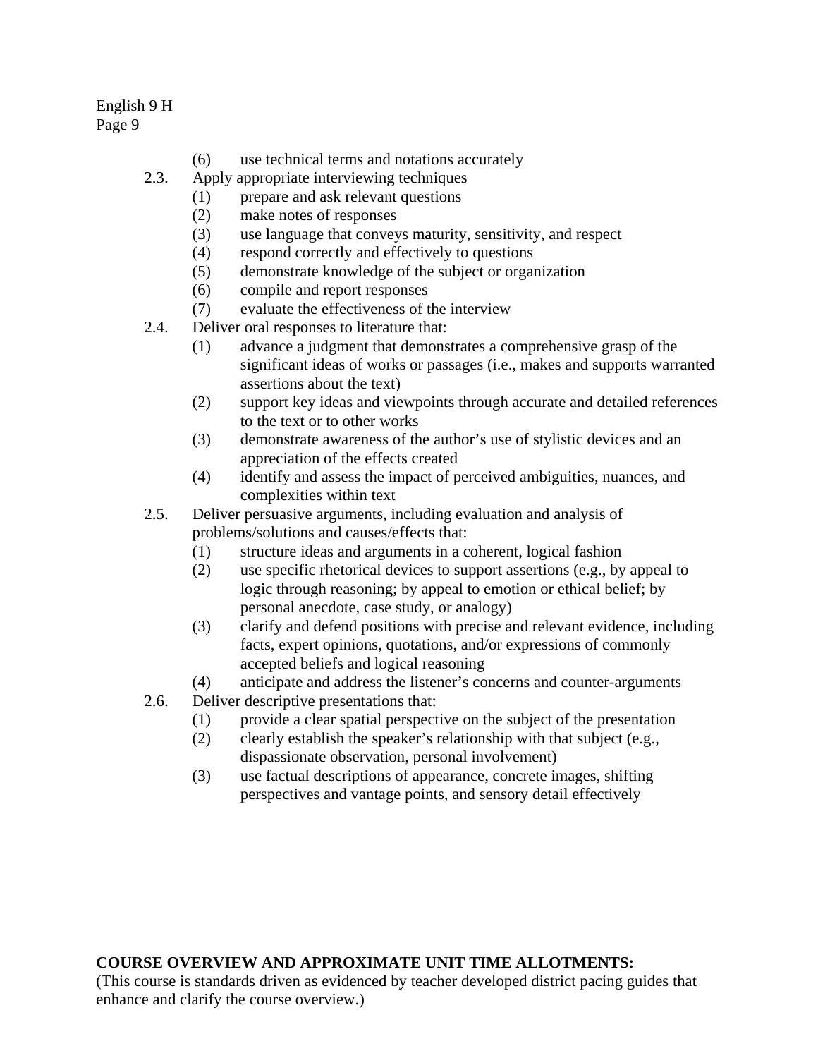- (6) use technical terms and notations accurately

2.3. Apply appropriate interviewing techniques
- (1) prepare and ask relevant questions
- (2) make notes of responses
- (3) use language that conveys maturity, sensitivity, and respect
- (4) respond correctly and effectively to questions
- (5) demonstrate knowledge of the subject or organization
- (6) compile and report responses
- (7) evaluate the effectiveness of the interview

2.4. Deliver oral responses to literature that:
- (1) advance a judgment that demonstrates a comprehensive grasp of the significant ideas of works or passages (i.e., makes and supports warranted assertions about the text)
- (2) support key ideas and viewpoints through accurate and detailed references to the text or to other works
- (3) demonstrate awareness of the author's use of stylistic devices and an appreciation of the effects created
- (4) identify and assess the impact of perceived ambiguities, nuances, and complexities within text

2.5. Deliver persuasive arguments, including evaluation and analysis of problems/solutions and causes/effects that:
- (1) structure ideas and arguments in a coherent, logical fashion
- (2) use specific rhetorical devices to support assertions (e.g., by appeal to logic through reasoning; by appeal to emotion or ethical belief; by personal anecdote, case study, or analogy)
- (3) clarify and defend positions with precise and relevant evidence, including facts, expert opinions, quotations, and/or expressions of commonly accepted beliefs and logical reasoning
- (4) anticipate and address the listener's concerns and counter-arguments

2.6. Deliver descriptive presentations that:
- (1) provide a clear spatial perspective on the subject of the presentation
- (2) clearly establish the speaker's relationship with that subject (e.g., dispassionate observation, personal involvement)
- (3) use factual descriptions of appearance, concrete images, shifting perspectives and vantage points, and sensory detail effectively

**COURSE OVERVIEW AND APPROXIMATE UNIT TIME ALLOTMENTS:**
(This course is standards driven as evidenced by teacher developed district pacing guides that enhance and clarify the course overview.)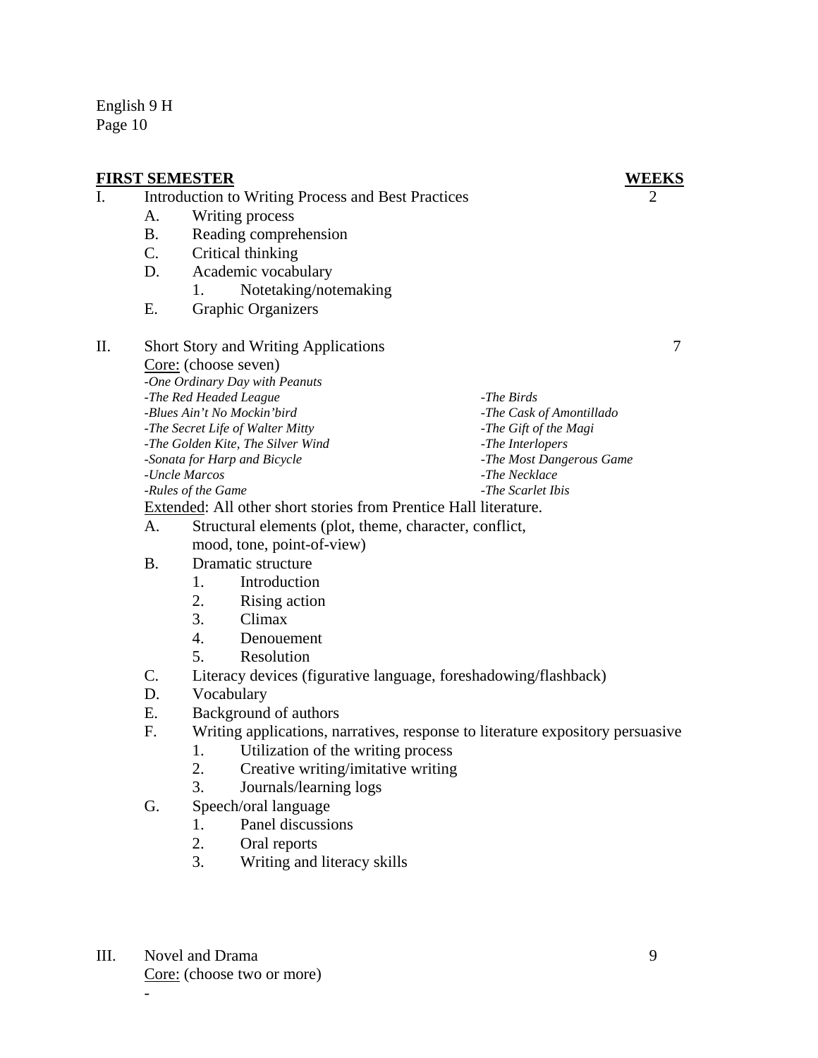**FIRST SEMESTER** — **WEEKS**

I. Introduction to Writing Process and Best Practices — 2
   - A. Writing process
   - B. Reading comprehension
   - C. Critical thinking
   - D. Academic vocabulary
     1. Notetaking/notemaking
   - E. Graphic Organizers

II. Short Story and Writing Applications — 7

Core: (choose seven)

- *-One Ordinary Day with Peanuts*
- *-The Red Headed League*
- *-Blues Ain't No Mockin'bird*
- *-The Secret Life of Walter Mitty*
- *-The Golden Kite, The Silver Wind*
- *-Sonata for Harp and Bicycle*
- *-Uncle Marcos*
- *-Rules of the Game*
- *-The Birds*
- *-The Cask of Amontillado*
- *-The Gift of the Magi*
- *-The Interlopers*
- *-The Most Dangerous Game*
- *-The Necklace*
- *-The Scarlet Ibis*

Extended: All other short stories from Prentice Hall literature.

   - A. Structural elements (plot, theme, character, conflict, mood, tone, point-of-view)
   - B. Dramatic structure
     1. Introduction
     2. Rising action
     3. Climax
     4. Denouement
     5. Resolution
   - C. Literacy devices (figurative language, foreshadowing/flashback)
   - D. Vocabulary
   - E. Background of authors
   - F. Writing applications, narratives, response to literature expository persuasive
     1. Utilization of the writing process
     2. Creative writing/imitative writing
     3. Journals/learning logs
   - G. Speech/oral language
     1. Panel discussions
     2. Oral reports
     3. Writing and literacy skills

III. Novel and Drama — 9

Core: (choose two or more)

-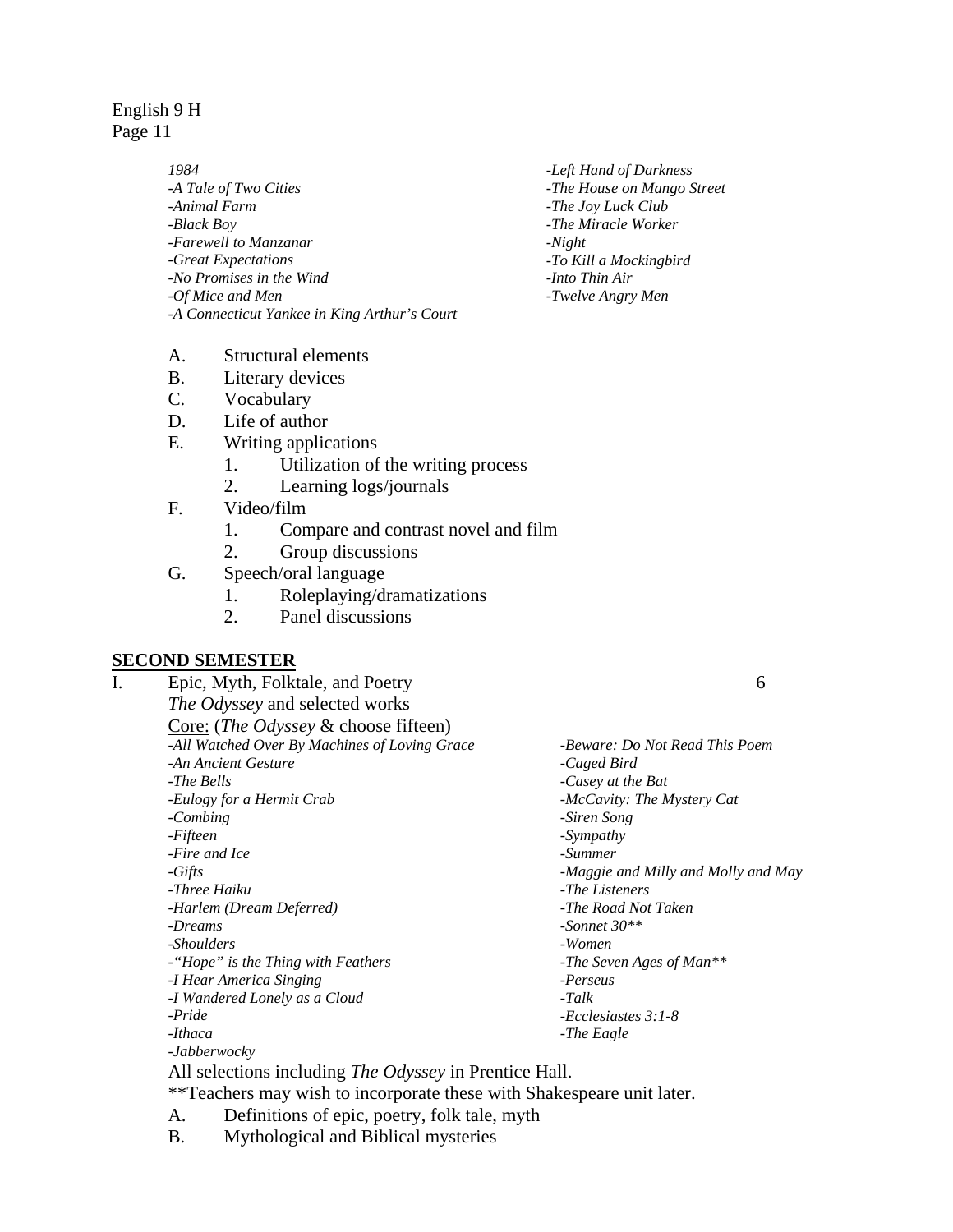*1984*
*-A Tale of Two Cities*
*-Animal Farm*
*-Black Boy*
*-Farewell to Manzanar*
*-Great Expectations*
*-No Promises in the Wind*
*-Of Mice and Men*
*-A Connecticut Yankee in King Arthur's Court*
*-Left Hand of Darkness*
*-The House on Mango Street*
*-The Joy Luck Club*
*-The Miracle Worker*
*-Night*
*-To Kill a Mockingbird*
*-Into Thin Air*
*-Twelve Angry Men*

A. Structural elements
B. Literary devices
C. Vocabulary
D. Life of author
E. Writing applications
   1. Utilization of the writing process
   2. Learning logs/journals
F. Video/film
   1. Compare and contrast novel and film
   2. Group discussions
G. Speech/oral language
   1. Roleplaying/dramatizations
   2. Panel discussions

## SECOND SEMESTER

I. Epic, Myth, Folktale, and Poetry 6

*The Odyssey* and selected works

Core: (*The Odyssey* & choose fifteen)

*-All Watched Over By Machines of Loving Grace*
*-An Ancient Gesture*
*-The Bells*
*-Eulogy for a Hermit Crab*
*-Combing*
*-Fifteen*
*-Fire and Ice*
*-Gifts*
*-Three Haiku*
*-Harlem (Dream Deferred)*
*-Dreams*
*-Shoulders*
*-"Hope" is the Thing with Feathers*
*-I Hear America Singing*
*-I Wandered Lonely as a Cloud*
*-Pride*
*-Ithaca*
*-Jabberwocky*
*-Beware: Do Not Read This Poem*
*-Caged Bird*
*-Casey at the Bat*
*-McCavity: The Mystery Cat*
*-Siren Song*
*-Sympathy*
*-Summer*
*-Maggie and Milly and Molly and May*
*-The Listeners*
*-The Road Not Taken*
*-Sonnet 30***
*-Women*
*-The Seven Ages of Man***
*-Perseus*
*-Talk*
*-Ecclesiastes 3:1-8*
*-The Eagle*

All selections including *The Odyssey* in Prentice Hall.

**Teachers may wish to incorporate these with Shakespeare unit later.

A. Definitions of epic, poetry, folk tale, myth
B. Mythological and Biblical mysteries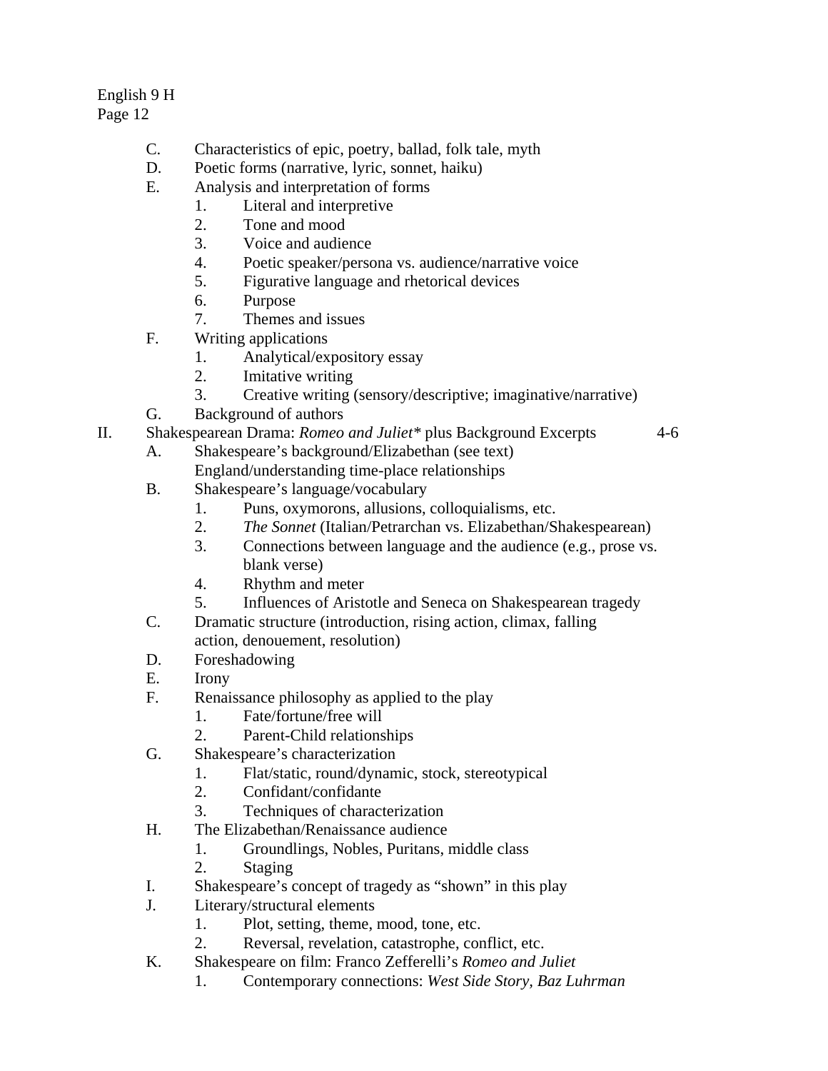C. Characteristics of epic, poetry, ballad, folk tale, myth

D. Poetic forms (narrative, lyric, sonnet, haiku)

E. Analysis and interpretation of forms
   1. Literal and interpretive
   2. Tone and mood
   3. Voice and audience
   4. Poetic speaker/persona vs. audience/narrative voice
   5. Figurative language and rhetorical devices
   6. Purpose
   7. Themes and issues

F. Writing applications
   1. Analytical/expository essay
   2. Imitative writing
   3. Creative writing (sensory/descriptive; imaginative/narrative)

G. Background of authors

II. Shakespearean Drama: *Romeo and Juliet** plus Background Excerpts 4-6

A. Shakespeare's background/Elizabethan (see text) England/understanding time-place relationships

B. Shakespeare's language/vocabulary
   1. Puns, oxymorons, allusions, colloquialisms, etc.
   2. *The Sonnet* (Italian/Petrarchan vs. Elizabethan/Shakespearean)
   3. Connections between language and the audience (e.g., prose vs. blank verse)
   4. Rhythm and meter
   5. Influences of Aristotle and Seneca on Shakespearean tragedy

C. Dramatic structure (introduction, rising action, climax, falling action, denouement, resolution)

D. Foreshadowing

E. Irony

F. Renaissance philosophy as applied to the play
   1. Fate/fortune/free will
   2. Parent-Child relationships

G. Shakespeare's characterization
   1. Flat/static, round/dynamic, stock, stereotypical
   2. Confidant/confidante
   3. Techniques of characterization

H. The Elizabethan/Renaissance audience
   1. Groundlings, Nobles, Puritans, middle class
   2. Staging

I. Shakespeare's concept of tragedy as "shown" in this play

J. Literary/structural elements
   1. Plot, setting, theme, mood, tone, etc.
   2. Reversal, revelation, catastrophe, conflict, etc.

K. Shakespeare on film: Franco Zefferelli's *Romeo and Juliet*
   1. Contemporary connections: *West Side Story, Baz Luhrman*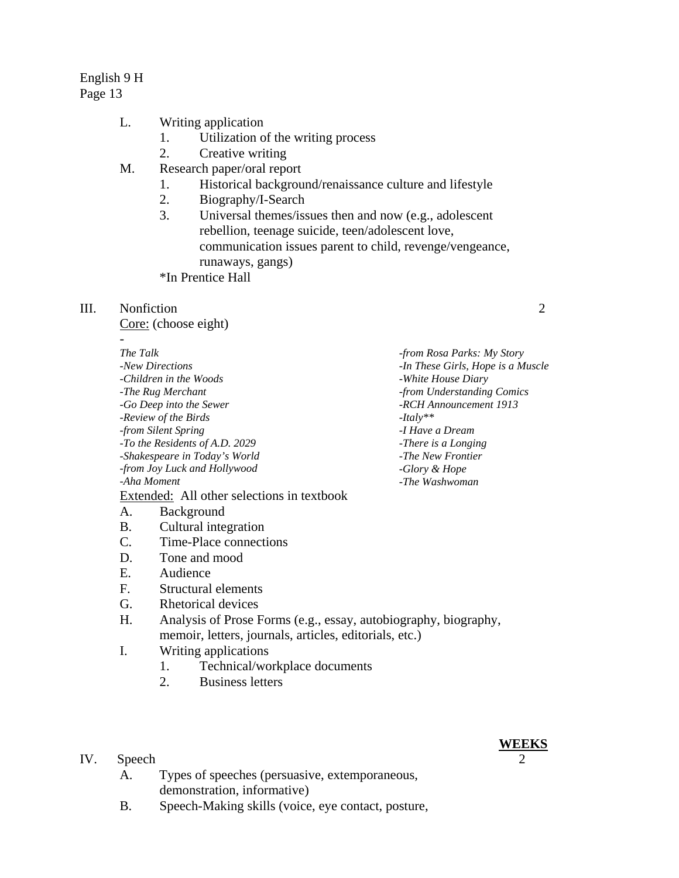L. Writing application
   1. Utilization of the writing process
   2. Creative writing

M. Research paper/oral report
   1. Historical background/renaissance culture and lifestyle
   2. Biography/I-Search
   3. Universal themes/issues then and now (e.g., adolescent rebellion, teenage suicide, teen/adolescent love, communication issues parent to child, revenge/vengeance, runaways, gangs)

   *In Prentice Hall

III. Nonfiction — 2

Core: (choose eight)

-*The Talk*
-*New Directions*
-*Children in the Woods*
-*The Rug Merchant*
-*Go Deep into the Sewer*
-*Review of the Birds*
-*from Silent Spring*
-*To the Residents of A.D. 2029*
-*Shakespeare in Today's World*
-*from Joy Luck and Hollywood*
-*Aha Moment*
-*from Rosa Parks: My Story*
-*In These Girls, Hope is a Muscle*
-*White House Diary*
-*from Understanding Comics*
-*RCH Announcement 1913*
-*Italy***
-*I Have a Dream*
-*There is a Longing*
-*The New Frontier*
-*Glory & Hope*
-*The Washwoman*

Extended: All other selections in textbook

A. Background
B. Cultural integration
C. Time-Place connections
D. Tone and mood
E. Audience
F. Structural elements
G. Rhetorical devices
H. Analysis of Prose Forms (e.g., essay, autobiography, biography, memoir, letters, journals, articles, editorials, etc.)
I. Writing applications
   1. Technical/workplace documents
   2. Business letters

**WEEKS**

IV. Speech — 2

A. Types of speeches (persuasive, extemporaneous, demonstration, informative)
B. Speech-Making skills (voice, eye contact, posture,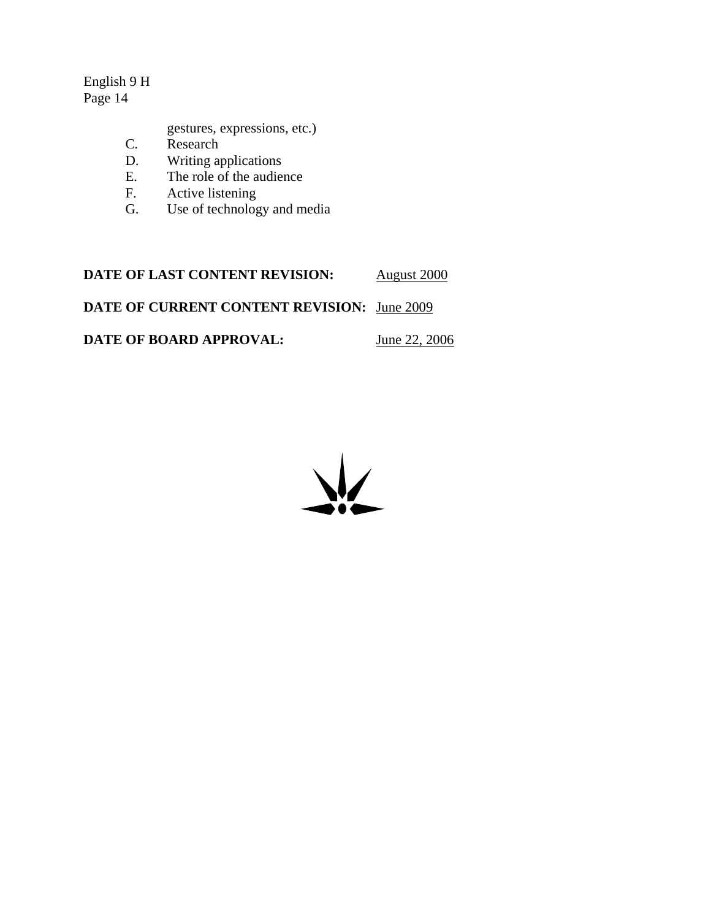gestures, expressions, etc.)

C. Research
D. Writing applications
E. The role of the audience
F. Active listening
G. Use of technology and media

**DATE OF LAST CONTENT REVISION:** August 2000

**DATE OF CURRENT CONTENT REVISION:** June 2009

**DATE OF BOARD APPROVAL:** June 22, 2006